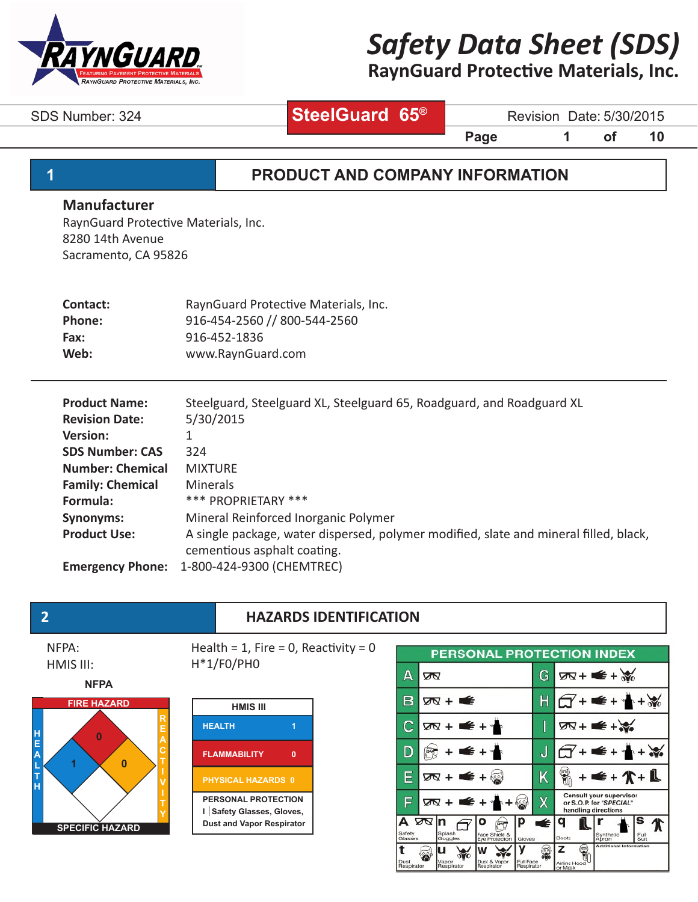# Safety Data Sheet (SDS)

**RaynGuard Protective Materials, Inc.**

SDS Number: 324 | **SteelGuard 65®** | Revision Date: 5/30/2015

## 1 PRODUCT AND COMPANY INFORMATION

### Manufacturer

RaynGuard Protective Materials, Inc.
8280 14th Avenue
Sacramento, CA 95826

**Contact:** RaynGuard Protective Materials, Inc.
**Phone:** 916-454-2560 // 800-544-2560
**Fax:** 916-452-1836
**Web:** www.RaynGuard.com

---

**Product Name:** Steelguard, Steelguard XL, Steelguard 65, Roadguard, and Roadguard XL
**Revision Date:** 5/30/2015
**Version:** 1
**SDS Number: CAS** 324
**Number: Chemical** MIXTURE
**Family: Chemical** Minerals
**Formula:** *** PROPRIETARY ***
**Synonyms:** Mineral Reinforced Inorganic Polymer
**Product Use:** A single package, water dispersed, polymer modified, slate and mineral filled, black, cementious asphalt coating.
**Emergency Phone:** 1-800-424-9300 (CHEMTREC)

## 2 HAZARDS IDENTIFICATION

NFPA: Health = 1, Fire = 0, Reactivity = 0
HMIS III: H*1/F0/PH0

**NFPA**

- FIRE HAZARD: 0
- HEALTH: 1
- REACTIVITY: 0
- SPECIFIC HAZARD:

**HMIS III**

| HMIS III | |
|---|---|
| HEALTH | 1 |
| FLAMMABILITY | 0 |
| PHYSICAL HAZARDS | 0 |
| PERSONAL PROTECTION | I Safety Glasses, Gloves, Dust and Vapor Respirator |

**PERSONAL PROTECTION INDEX**

| | | | |
|---|---|---|---|
| A | Safety Glasses | G | Safety Glasses + Gloves + Vapor Respirator |
| B | Safety Glasses + Gloves | H | Splash Goggles + Gloves + Synthetic Apron + Vapor Respirator |
| C | Safety Glasses + Gloves + Synthetic Apron | I | Safety Glasses + Gloves + Dust & Vapor Respirator |
| D | Face Shield & Eye Protection + Gloves + Synthetic Apron | J | Splash Goggles + Gloves + Synthetic Apron + Dust & Vapor Respirator |
| E | Safety Glasses + Gloves + Dust Respirator | K | Airline Hood or Mask + Gloves + Full Suit + Boots |
| F | Safety Glasses + Gloves + Synthetic Apron + Dust Respirator | X | Consult your supervisor or S.O.P. for "SPECIAL" handling directions |

a Safety Glasses; n Splash Goggles; o Face Shield & Eye Protection; p Gloves; q Boots; r Synthetic Apron; s Full Suit; t Dust Respirator; u Vapor Respirator; w Dust & Vapor Respirator; y Full Face Respirator; z Airline Hood or Mask; Additional Information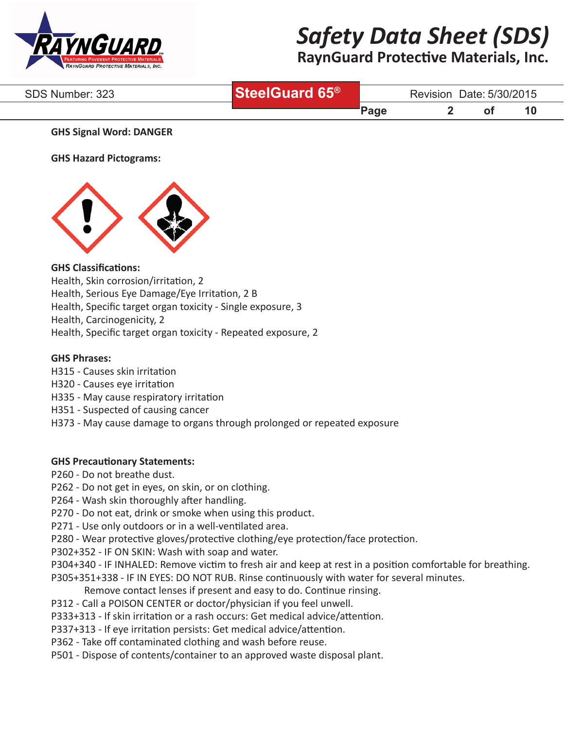**GHS Signal Word: DANGER**

**GHS Hazard Pictograms:**

**GHS Classifications:**

Health, Skin corrosion/irritation, 2
Health, Serious Eye Damage/Eye Irritation, 2 B
Health, Specific target organ toxicity - Single exposure, 3
Health, Carcinogenicity, 2
Health, Specific target organ toxicity - Repeated exposure, 2

**GHS Phrases:**

H315 - Causes skin irritation
H320 - Causes eye irritation
H335 - May cause respiratory irritation
H351 - Suspected of causing cancer
H373 - May cause damage to organs through prolonged or repeated exposure

**GHS Precautionary Statements:**

P260 - Do not breathe dust.
P262 - Do not get in eyes, on skin, or on clothing.
P264 - Wash skin thoroughly after handling.
P270 - Do not eat, drink or smoke when using this product.
P271 - Use only outdoors or in a well-ventilated area.
P280 - Wear protective gloves/protective clothing/eye protection/face protection.
P302+352 - IF ON SKIN: Wash with soap and water.
P304+340 - IF INHALED: Remove victim to fresh air and keep at rest in a position comfortable for breathing.
P305+351+338 - IF IN EYES: DO NOT RUB. Rinse continuously with water for several minutes. Remove contact lenses if present and easy to do. Continue rinsing.
P312 - Call a POISON CENTER or doctor/physician if you feel unwell.
P333+313 - If skin irritation or a rash occurs: Get medical advice/attention.
P337+313 - If eye irritation persists: Get medical advice/attention.
P362 - Take off contaminated clothing and wash before reuse.
P501 - Dispose of contents/container to an approved waste disposal plant.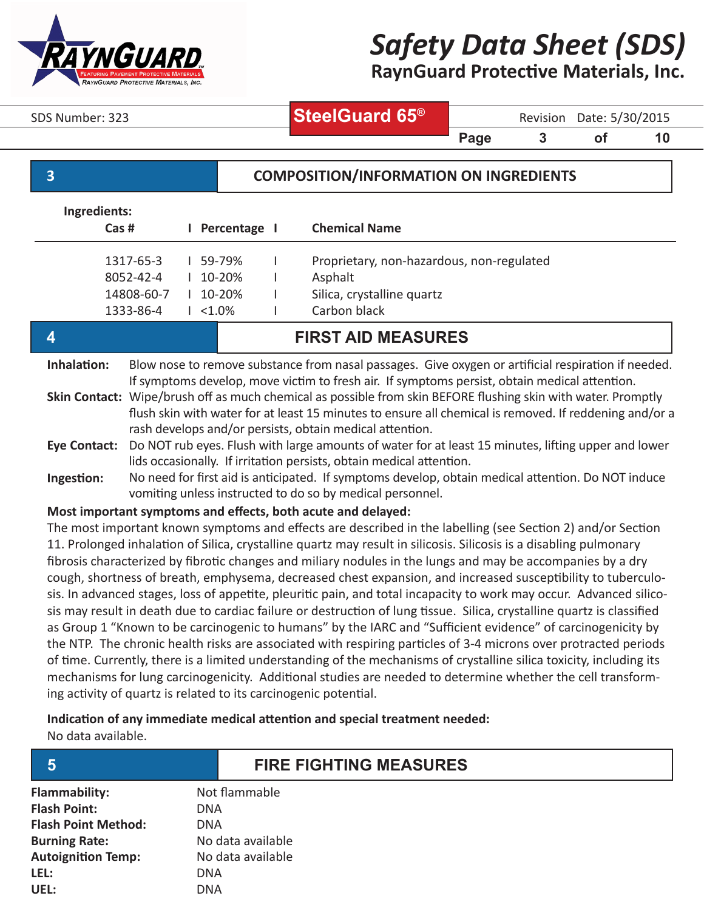## 3 COMPOSITION/INFORMATION ON INGREDIENTS

**Ingredients:**

| Cas # | Percentage | Chemical Name |
|---|---|---|
| 1317-65-3 | 59-79% | Proprietary, non-hazardous, non-regulated |
| 8052-42-4 | 10-20% | Asphalt |
| 14808-60-7 | 10-20% | Silica, crystalline quartz |
| 1333-86-4 | <1.0% | Carbon black |

## 4 FIRST AID MEASURES

**Inhalation:** Blow nose to remove substance from nasal passages. Give oxygen or artificial respiration if needed. If symptoms develop, move victim to fresh air. If symptoms persist, obtain medical attention.

**Skin Contact:** Wipe/brush off as much chemical as possible from skin BEFORE flushing skin with water. Promptly flush skin with water for at least 15 minutes to ensure all chemical is removed. If reddening and/or a rash develops and/or persists, obtain medical attention.

**Eye Contact:** Do NOT rub eyes. Flush with large amounts of water for at least 15 minutes, lifting upper and lower lids occasionally. If irritation persists, obtain medical attention.

**Ingestion:** No need for first aid is anticipated. If symptoms develop, obtain medical attention. Do NOT induce vomiting unless instructed to do so by medical personnel.

**Most important symptoms and effects, both acute and delayed:**

The most important known symptoms and effects are described in the labelling (see Section 2) and/or Section 11. Prolonged inhalation of Silica, crystalline quartz may result in silicosis. Silicosis is a disabling pulmonary fibrosis characterized by fibrotic changes and miliary nodules in the lungs and may be accompanies by a dry cough, shortness of breath, emphysema, decreased chest expansion, and increased susceptibility to tuberculosis. In advanced stages, loss of appetite, pleuritic pain, and total incapacity to work may occur. Advanced silicosis may result in death due to cardiac failure or destruction of lung tissue. Silica, crystalline quartz is classified as Group 1 "Known to be carcinogenic to humans" by the IARC and "Sufficient evidence" of carcinogenicity by the NTP. The chronic health risks are associated with respiring particles of 3-4 microns over protracted periods of time. Currently, there is a limited understanding of the mechanisms of crystalline silica toxicity, including its mechanisms for lung carcinogenicity. Additional studies are needed to determine whether the cell transforming activity of quartz is related to its carcinogenic potential.

**Indication of any immediate medical attention and special treatment needed:**

No data available.

## 5 FIRE FIGHTING MEASURES

| | |
|---|---|
| **Flammability:** | Not flammable |
| **Flash Point:** | DNA |
| **Flash Point Method:** | DNA |
| **Burning Rate:** | No data available |
| **Autoignition Temp:** | No data available |
| **LEL:** | DNA |
| **UEL:** | DNA |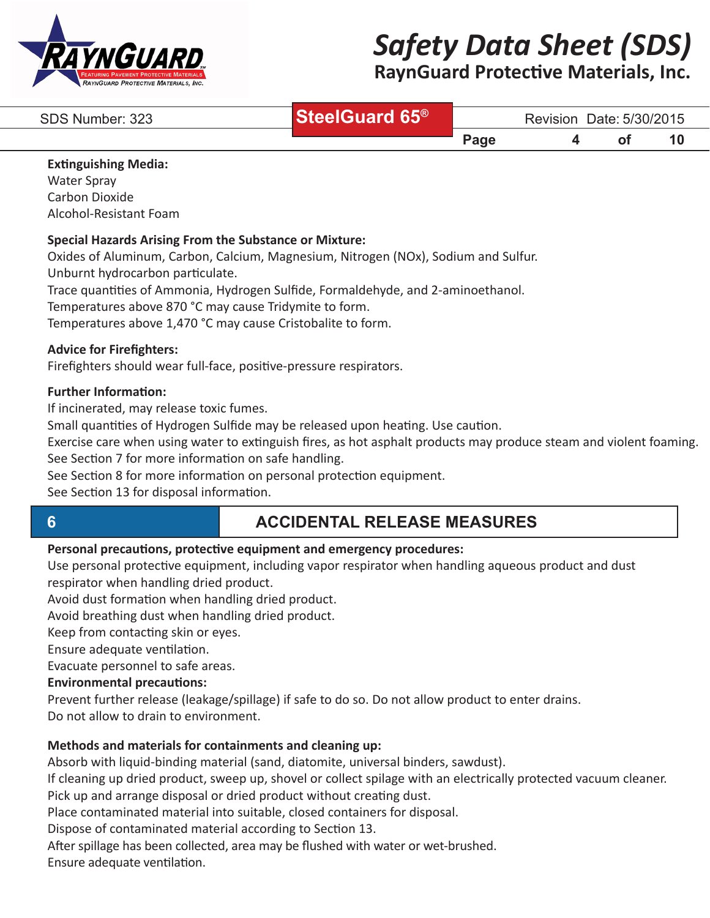**Extinguishing Media:**
Water Spray
Carbon Dioxide
Alcohol-Resistant Foam

**Special Hazards Arising From the Substance or Mixture:**
Oxides of Aluminum, Carbon, Calcium, Magnesium, Nitrogen (NOx), Sodium and Sulfur.
Unburnt hydrocarbon particulate.
Trace quantities of Ammonia, Hydrogen Sulfide, Formaldehyde, and 2-aminoethanol.
Temperatures above 870 °C may cause Tridymite to form.
Temperatures above 1,470 °C may cause Cristobalite to form.

**Advice for Firefighters:**
Firefighters should wear full-face, positive-pressure respirators.

**Further Information:**
If incinerated, may release toxic fumes.
Small quantities of Hydrogen Sulfide may be released upon heating. Use caution.
Exercise care when using water to extinguish fires, as hot asphalt products may produce steam and violent foaming.
See Section 7 for more information on safe handling.
See Section 8 for more information on personal protection equipment.
See Section 13 for disposal information.

## 6 ACCIDENTAL RELEASE MEASURES

**Personal precautions, protective equipment and emergency procedures:**
Use personal protective equipment, including vapor respirator when handling aqueous product and dust respirator when handling dried product.
Avoid dust formation when handling dried product.
Avoid breathing dust when handling dried product.
Keep from contacting skin or eyes.
Ensure adequate ventilation.
Evacuate personnel to safe areas.

**Environmental precautions:**
Prevent further release (leakage/spillage) if safe to do so. Do not allow product to enter drains.
Do not allow to drain to environment.

**Methods and materials for containments and cleaning up:**
Absorb with liquid-binding material (sand, diatomite, universal binders, sawdust).
If cleaning up dried product, sweep up, shovel or collect spilage with an electrically protected vacuum cleaner.
Pick up and arrange disposal or dried product without creating dust.
Place contaminated material into suitable, closed containers for disposal.
Dispose of contaminated material according to Section 13.
After spillage has been collected, area may be flushed with water or wet-brushed.
Ensure adequate ventilation.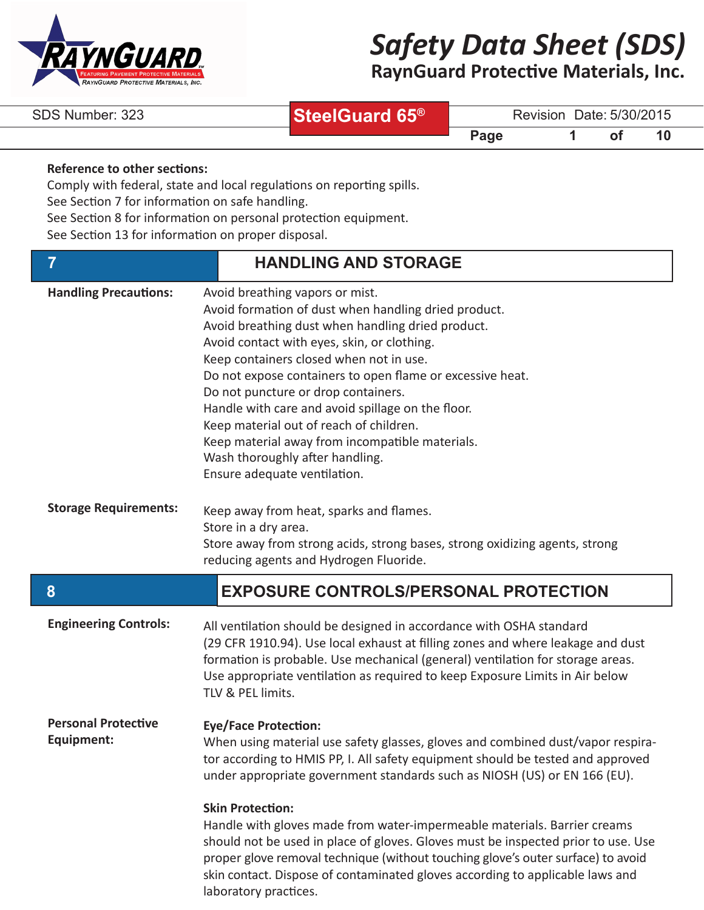**Reference to other sections:**
Comply with federal, state and local regulations on reporting spills.
See Section 7 for information on safe handling.
See Section 8 for information on personal protection equipment.
See Section 13 for information on proper disposal.

## 7 HANDLING AND STORAGE

**Handling Precautions:**

Avoid breathing vapors or mist.
Avoid formation of dust when handling dried product.
Avoid breathing dust when handling dried product.
Avoid contact with eyes, skin, or clothing.
Keep containers closed when not in use.
Do not expose containers to open flame or excessive heat.
Do not puncture or drop containers.
Handle with care and avoid spillage on the floor.
Keep material out of reach of children.
Keep material away from incompatible materials.
Wash thoroughly after handling.
Ensure adequate ventilation.

**Storage Requirements:**

Keep away from heat, sparks and flames.
Store in a dry area.
Store away from strong acids, strong bases, strong oxidizing agents, strong reducing agents and Hydrogen Fluoride.

## 8 EXPOSURE CONTROLS/PERSONAL PROTECTION

**Engineering Controls:**

All ventilation should be designed in accordance with OSHA standard (29 CFR 1910.94). Use local exhaust at filling zones and where leakage and dust formation is probable. Use mechanical (general) ventilation for storage areas. Use appropriate ventilation as required to keep Exposure Limits in Air below TLV & PEL limits.

**Personal Protective Equipment:**

**Eye/Face Protection:**
When using material use safety glasses, gloves and combined dust/vapor respirator according to HMIS PP, I. All safety equipment should be tested and approved under appropriate government standards such as NIOSH (US) or EN 166 (EU).

**Skin Protection:**
Handle with gloves made from water-impermeable materials. Barrier creams should not be used in place of gloves. Gloves must be inspected prior to use. Use proper glove removal technique (without touching glove's outer surface) to avoid skin contact. Dispose of contaminated gloves according to applicable laws and laboratory practices.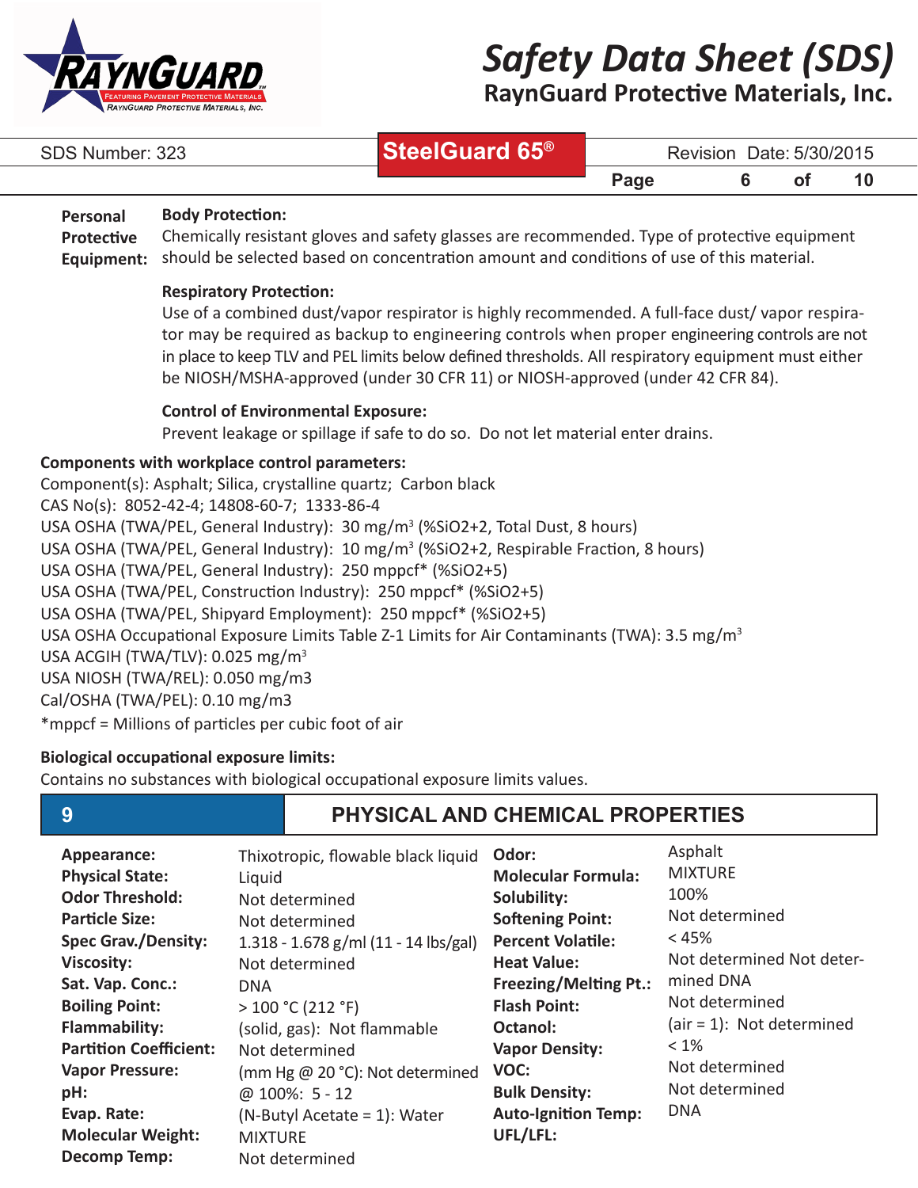**Personal Protective Equipment:**

**Body Protection:**
Chemically resistant gloves and safety glasses are recommended. Type of protective equipment should be selected based on concentration amount and conditions of use of this material.

**Respiratory Protection:**
Use of a combined dust/vapor respirator is highly recommended. A full-face dust/ vapor respirator may be required as backup to engineering controls when proper engineering controls are not in place to keep TLV and PEL limits below defined thresholds. All respiratory equipment must either be NIOSH/MSHA-approved (under 30 CFR 11) or NIOSH-approved (under 42 CFR 84).

**Control of Environmental Exposure:**
Prevent leakage or spillage if safe to do so. Do not let material enter drains.

**Components with workplace control parameters:**

Component(s): Asphalt; Silica, crystalline quartz; Carbon black
CAS No(s): 8052-42-4; 14808-60-7; 1333-86-4
USA OSHA (TWA/PEL, General Industry): 30 mg/m$^3$ (%SiO2+2, Total Dust, 8 hours)
USA OSHA (TWA/PEL, General Industry): 10 mg/m$^3$ (%SiO2+2, Respirable Fraction, 8 hours)
USA OSHA (TWA/PEL, General Industry): 250 mppcf* (%SiO2+5)
USA OSHA (TWA/PEL, Construction Industry): 250 mppcf* (%SiO2+5)
USA OSHA (TWA/PEL, Shipyard Employment): 250 mppcf* (%SiO2+5)
USA OSHA Occupational Exposure Limits Table Z-1 Limits for Air Contaminants (TWA): 3.5 mg/m$^3$
USA ACGIH (TWA/TLV): 0.025 mg/m$^3$
USA NIOSH (TWA/REL): 0.050 mg/m3
Cal/OSHA (TWA/PEL): 0.10 mg/m3
*mppcf = Millions of particles per cubic foot of air

**Biological occupational exposure limits:**
Contains no substances with biological occupational exposure limits values.

## 9 PHYSICAL AND CHEMICAL PROPERTIES

| | | | |
|---|---|---|---|
| **Appearance:** | Thixotropic, flowable black liquid | **Odor:** | Asphalt |
| **Physical State:** | Liquid | **Molecular Formula:** | MIXTURE |
| **Odor Threshold:** | Not determined | **Solubility:** | 100% |
| **Particle Size:** | Not determined | **Softening Point:** | Not determined |
| **Spec Grav./Density:** | 1.318 - 1.678 g/ml (11 - 14 lbs/gal) | **Percent Volatile:** | < 45% |
| **Viscosity:** | Not determined | **Heat Value:** | Not determined Not determined DNA |
| **Sat. Vap. Conc.:** | DNA | **Freezing/Melting Pt.:** | |
| **Boiling Point:** | > 100 °C (212 °F) | **Flash Point:** | Not determined |
| **Flammability:** | (solid, gas): Not flammable | **Octanol:** | (air = 1): Not determined |
| **Partition Coefficient:** | Not determined | **Vapor Density:** | < 1% |
| **Vapor Pressure:** | (mm Hg @ 20 °C): Not determined | **VOC:** | Not determined |
| **pH:** | @ 100%: 5 - 12 | **Bulk Density:** | Not determined |
| **Evap. Rate:** | (N-Butyl Acetate = 1): Water | **Auto-Ignition Temp:** | DNA |
| **Molecular Weight:** | MIXTURE | **UFL/LFL:** | |
| **Decomp Temp:** | Not determined | | |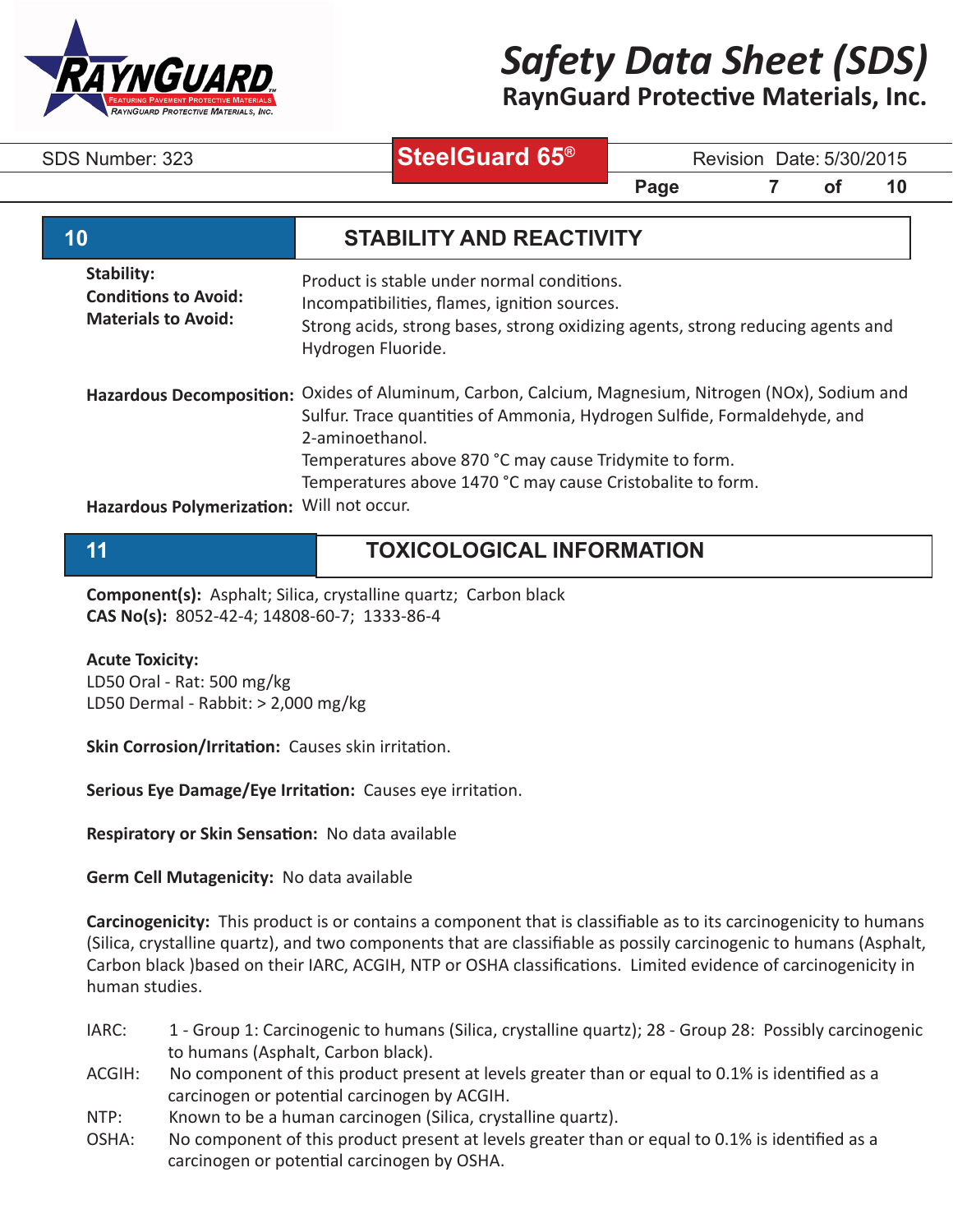## 10 STABILITY AND REACTIVITY

**Stability:** Product is stable under normal conditions.

**Conditions to Avoid:** Incompatibilities, flames, ignition sources.

**Materials to Avoid:** Strong acids, strong bases, strong oxidizing agents, strong reducing agents and Hydrogen Fluoride.

**Hazardous Decomposition:** Oxides of Aluminum, Carbon, Calcium, Magnesium, Nitrogen (NOx), Sodium and Sulfur. Trace quantities of Ammonia, Hydrogen Sulfide, Formaldehyde, and 2-aminoethanol.
Temperatures above 870 °C may cause Tridymite to form.
Temperatures above 1470 °C may cause Cristobalite to form.

**Hazardous Polymerization:** Will not occur.

## 11 TOXICOLOGICAL INFORMATION

**Component(s):** Asphalt; Silica, crystalline quartz; Carbon black
**CAS No(s):** 8052-42-4; 14808-60-7; 1333-86-4

**Acute Toxicity:**
LD50 Oral - Rat: 500 mg/kg
LD50 Dermal - Rabbit: > 2,000 mg/kg

**Skin Corrosion/Irritation:** Causes skin irritation.

**Serious Eye Damage/Eye Irritation:** Causes eye irritation.

**Respiratory or Skin Sensation:** No data available

**Germ Cell Mutagenicity:** No data available

**Carcinogenicity:** This product is or contains a component that is classifiable as to its carcinogenicity to humans (Silica, crystalline quartz), and two components that are classifiable as possily carcinogenic to humans (Asphalt, Carbon black )based on their IARC, ACGIH, NTP or OSHA classifications. Limited evidence of carcinogenicity in human studies.

IARC: 1 - Group 1: Carcinogenic to humans (Silica, crystalline quartz); 28 - Group 28: Possibly carcinogenic to humans (Asphalt, Carbon black).

ACGIH: No component of this product present at levels greater than or equal to 0.1% is identified as a carcinogen or potential carcinogen by ACGIH.

NTP: Known to be a human carcinogen (Silica, crystalline quartz).

OSHA: No component of this product present at levels greater than or equal to 0.1% is identified as a carcinogen or potential carcinogen by OSHA.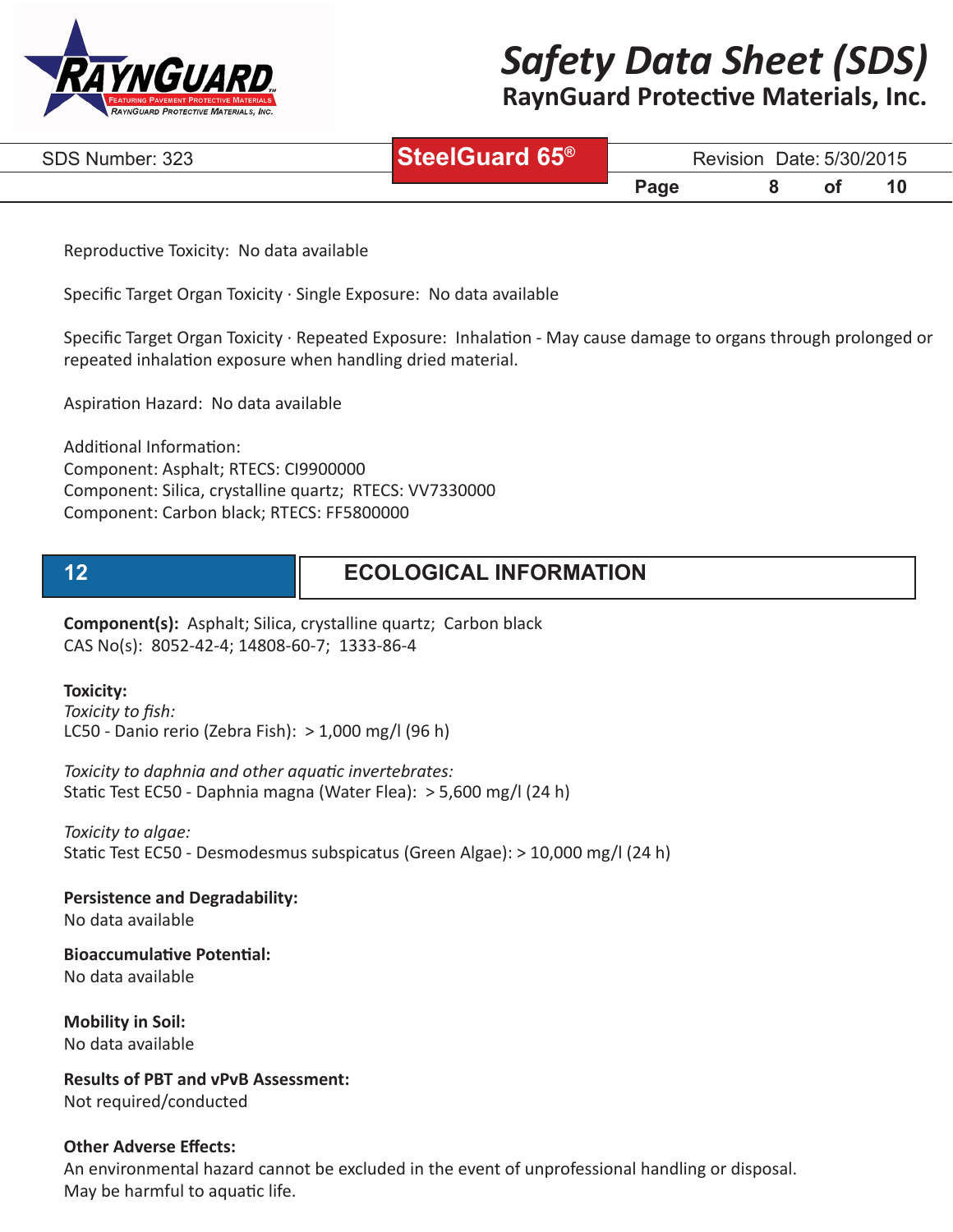Reproductive Toxicity: No data available

Specific Target Organ Toxicity · Single Exposure: No data available

Specific Target Organ Toxicity · Repeated Exposure: Inhalation - May cause damage to organs through prolonged or repeated inhalation exposure when handling dried material.

Aspiration Hazard: No data available

Additional Information:
Component: Asphalt; RTECS: CI9900000
Component: Silica, crystalline quartz; RTECS: VV7330000
Component: Carbon black; RTECS: FF5800000

## 12 ECOLOGICAL INFORMATION

**Component(s):** Asphalt; Silica, crystalline quartz; Carbon black
CAS No(s): 8052-42-4; 14808-60-7; 1333-86-4

**Toxicity:**
*Toxicity to fish:*
LC50 - Danio rerio (Zebra Fish): > 1,000 mg/l (96 h)

*Toxicity to daphnia and other aquatic invertebrates:*
Static Test EC50 - Daphnia magna (Water Flea): > 5,600 mg/l (24 h)

*Toxicity to algae:*
Static Test EC50 - Desmodesmus subspicatus (Green Algae): > 10,000 mg/l (24 h)

**Persistence and Degradability:**
No data available

**Bioaccumulative Potential:**
No data available

**Mobility in Soil:**
No data available

**Results of PBT and vPvB Assessment:**
Not required/conducted

**Other Adverse Effects:**
An environmental hazard cannot be excluded in the event of unprofessional handling or disposal.
May be harmful to aquatic life.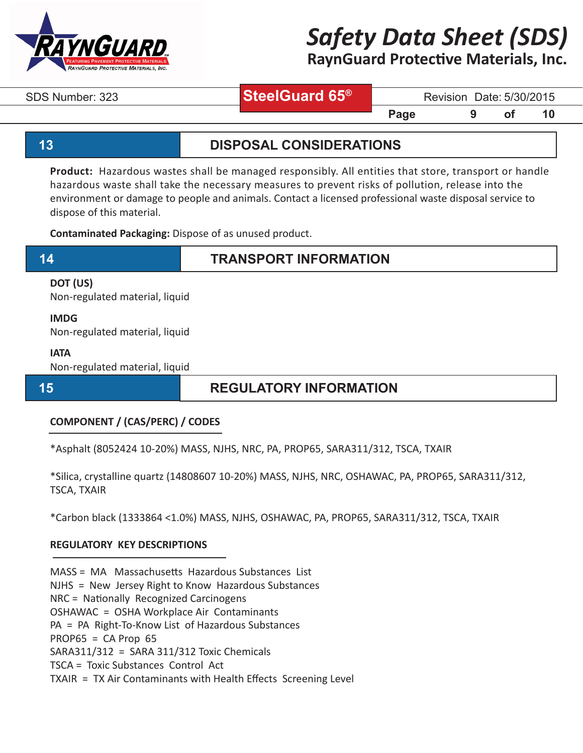## 13 DISPOSAL CONSIDERATIONS

**Product:** Hazardous wastes shall be managed responsibly. All entities that store, transport or handle hazardous waste shall take the necessary measures to prevent risks of pollution, release into the environment or damage to people and animals. Contact a licensed professional waste disposal service to dispose of this material.

**Contaminated Packaging:** Dispose of as unused product.

## 14 TRANSPORT INFORMATION

**DOT (US)**
Non-regulated material, liquid

**IMDG**
Non-regulated material, liquid

**IATA**
Non-regulated material, liquid

## 15 REGULATORY INFORMATION

**COMPONENT / (CAS/PERC) / CODES**

*Asphalt (8052424 10-20%) MASS, NJHS, NRC, PA, PROP65, SARA311/312, TSCA, TXAIR

*Silica, crystalline quartz (14808607 10-20%) MASS, NJHS, NRC, OSHAWAC, PA, PROP65, SARA311/312, TSCA, TXAIR

*Carbon black (1333864 <1.0%) MASS, NJHS, OSHAWAC, PA, PROP65, SARA311/312, TSCA, TXAIR

**REGULATORY KEY DESCRIPTIONS**

MASS = MA Massachusetts Hazardous Substances List
NJHS = New Jersey Right to Know Hazardous Substances
NRC = Nationally Recognized Carcinogens
OSHAWAC = OSHA Workplace Air Contaminants
PA = PA Right-To-Know List of Hazardous Substances
PROP65 = CA Prop 65
SARA311/312 = SARA 311/312 Toxic Chemicals
TSCA = Toxic Substances Control Act
TXAIR = TX Air Contaminants with Health Effects Screening Level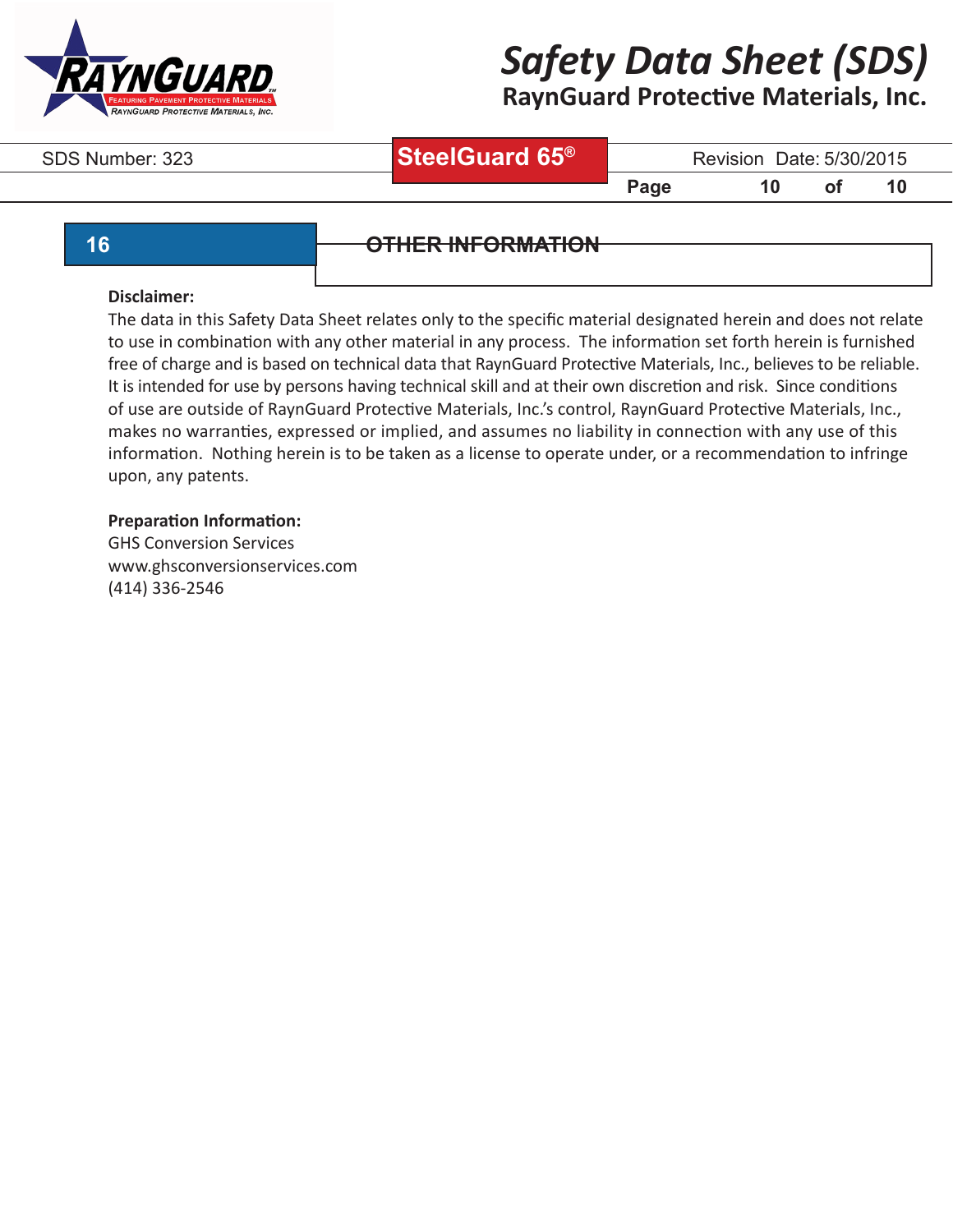## 16 OTHER INFORMATION

**Disclaimer:**

The data in this Safety Data Sheet relates only to the specific material designated herein and does not relate to use in combination with any other material in any process. The information set forth herein is furnished free of charge and is based on technical data that RaynGuard Protective Materials, Inc., believes to be reliable. It is intended for use by persons having technical skill and at their own discretion and risk. Since conditions of use are outside of RaynGuard Protective Materials, Inc.'s control, RaynGuard Protective Materials, Inc., makes no warranties, expressed or implied, and assumes no liability in connection with any use of this information. Nothing herein is to be taken as a license to operate under, or a recommendation to infringe upon, any patents.

**Preparation Information:**

GHS Conversion Services
www.ghsconversionservices.com
(414) 336-2546